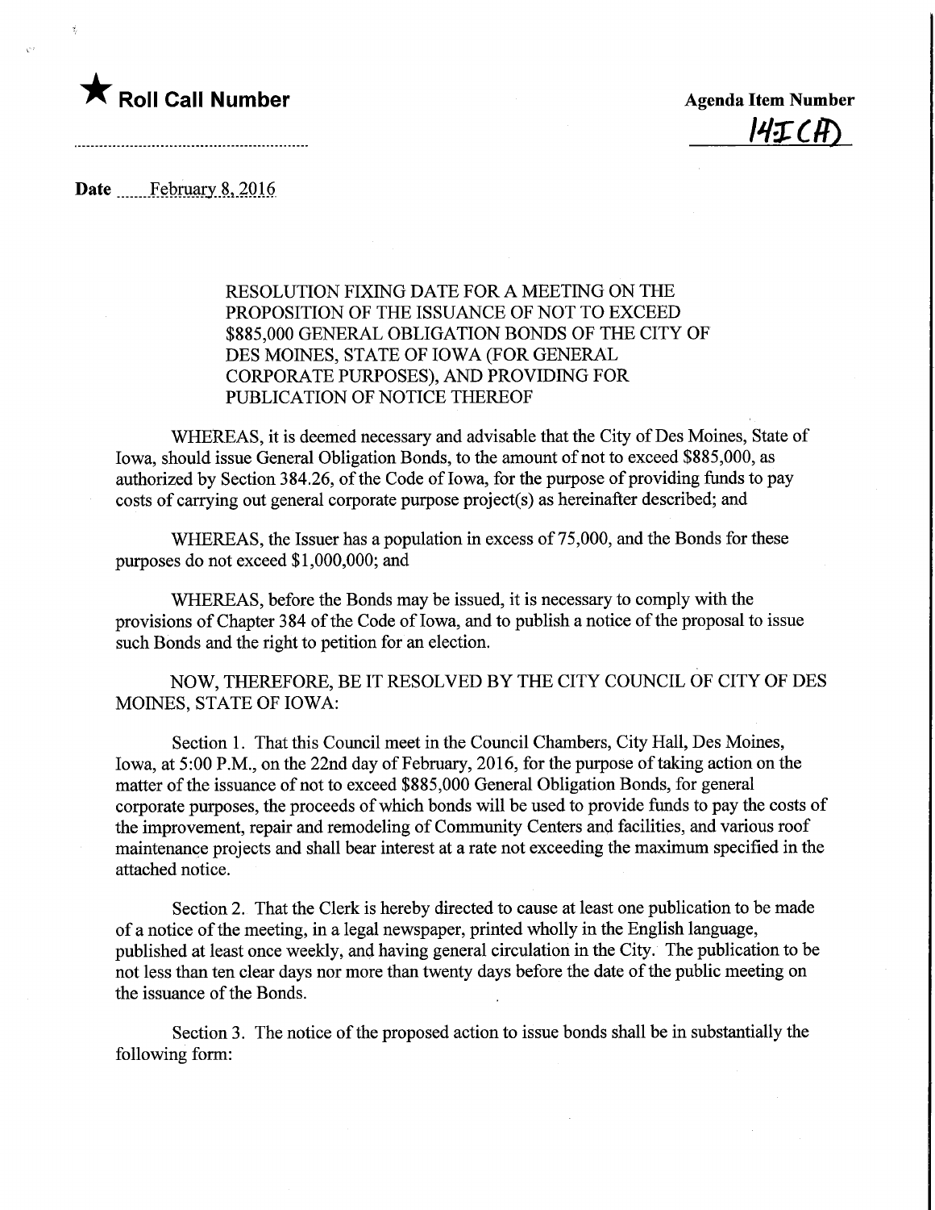★ **Roll Call Number**

**Agenda Item Number**
14I(H)

**Date** February 8, 2016

RESOLUTION FIXING DATE FOR A MEETING ON THE PROPOSITION OF THE ISSUANCE OF NOT TO EXCEED $885,000 GENERAL OBLIGATION BONDS OF THE CITY OF DES MOINES, STATE OF IOWA (FOR GENERAL CORPORATE PURPOSES), AND PROVIDING FOR PUBLICATION OF NOTICE THEREOF

WHEREAS, it is deemed necessary and advisable that the City of Des Moines, State of Iowa, should issue General Obligation Bonds, to the amount of not to exceed $885,000, as authorized by Section 384.26, of the Code of Iowa, for the purpose of providing funds to pay costs of carrying out general corporate purpose project(s) as hereinafter described; and

WHEREAS, the Issuer has a population in excess of 75,000, and the Bonds for these purposes do not exceed $1,000,000; and

WHEREAS, before the Bonds may be issued, it is necessary to comply with the provisions of Chapter 384 of the Code of Iowa, and to publish a notice of the proposal to issue such Bonds and the right to petition for an election.

NOW, THEREFORE, BE IT RESOLVED BY THE CITY COUNCIL OF CITY OF DES MOINES, STATE OF IOWA:

Section 1. That this Council meet in the Council Chambers, City Hall, Des Moines, Iowa, at 5:00 P.M., on the 22nd day of February, 2016, for the purpose of taking action on the matter of the issuance of not to exceed $885,000 General Obligation Bonds, for general corporate purposes, the proceeds of which bonds will be used to provide funds to pay the costs of the improvement, repair and remodeling of Community Centers and facilities, and various roof maintenance projects and shall bear interest at a rate not exceeding the maximum specified in the attached notice.

Section 2. That the Clerk is hereby directed to cause at least one publication to be made of a notice of the meeting, in a legal newspaper, printed wholly in the English language, published at least once weekly, and having general circulation in the City. The publication to be not less than ten clear days nor more than twenty days before the date of the public meeting on the issuance of the Bonds.

Section 3. The notice of the proposed action to issue bonds shall be in substantially the following form: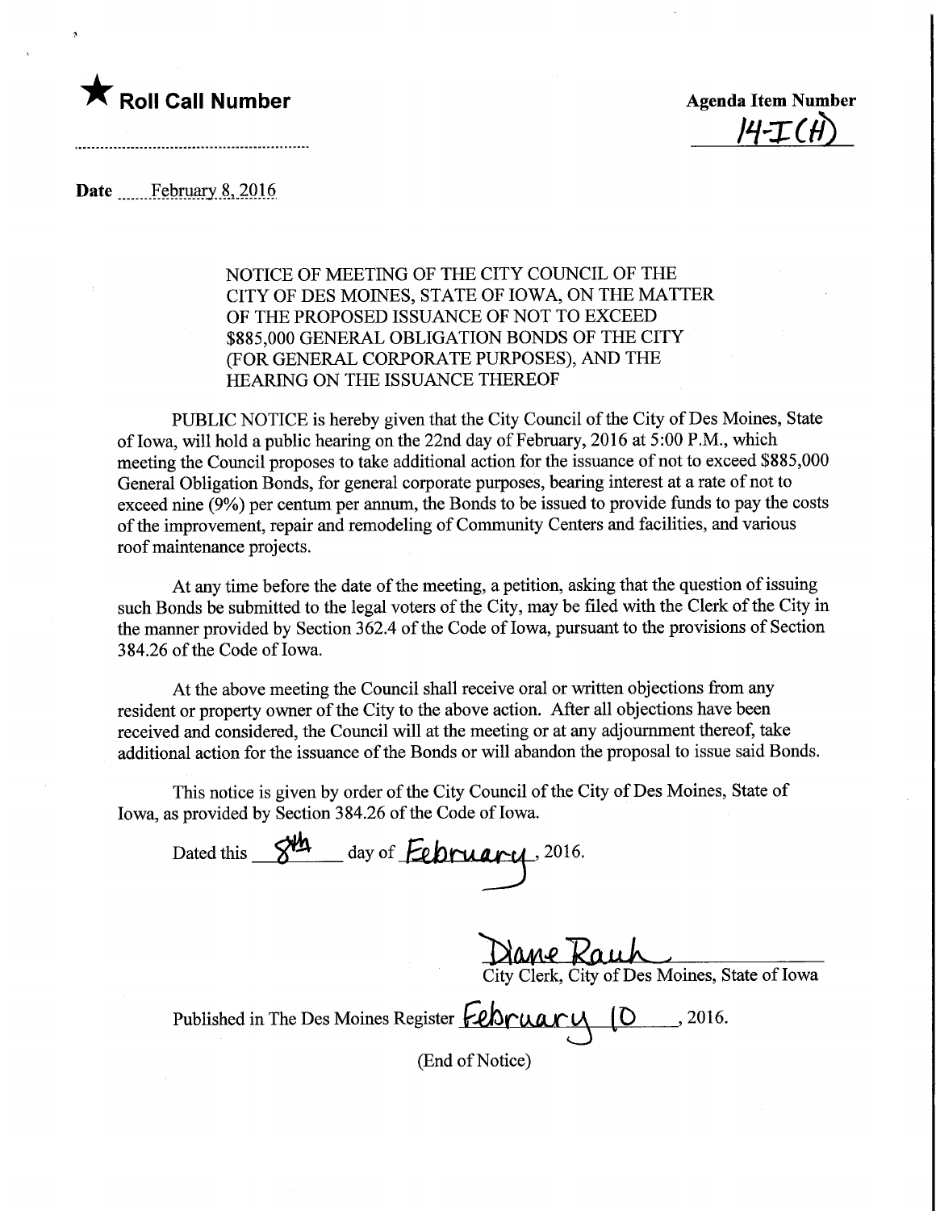★ **Roll Call Number**

**Agenda Item Number**
14-I(H)

**Date** February 8, 2016

NOTICE OF MEETING OF THE CITY COUNCIL OF THE CITY OF DES MOINES, STATE OF IOWA, ON THE MATTER OF THE PROPOSED ISSUANCE OF NOT TO EXCEED $885,000 GENERAL OBLIGATION BONDS OF THE CITY (FOR GENERAL CORPORATE PURPOSES), AND THE HEARING ON THE ISSUANCE THEREOF

PUBLIC NOTICE is hereby given that the City Council of the City of Des Moines, State of Iowa, will hold a public hearing on the 22nd day of February, 2016 at 5:00 P.M., which meeting the Council proposes to take additional action for the issuance of not to exceed $885,000 General Obligation Bonds, for general corporate purposes, bearing interest at a rate of not to exceed nine (9%) per centum per annum, the Bonds to be issued to provide funds to pay the costs of the improvement, repair and remodeling of Community Centers and facilities, and various roof maintenance projects.

At any time before the date of the meeting, a petition, asking that the question of issuing such Bonds be submitted to the legal voters of the City, may be filed with the Clerk of the City in the manner provided by Section 362.4 of the Code of Iowa, pursuant to the provisions of Section 384.26 of the Code of Iowa.

At the above meeting the Council shall receive oral or written objections from any resident or property owner of the City to the above action. After all objections have been received and considered, the Council will at the meeting or at any adjournment thereof, take additional action for the issuance of the Bonds or will abandon the proposal to issue said Bonds.

This notice is given by order of the City Council of the City of Des Moines, State of Iowa, as provided by Section 384.26 of the Code of Iowa.

Dated this 8th day of February, 2016.

Diane Rauh
City Clerk, City of Des Moines, State of Iowa

Published in The Des Moines Register February 10, 2016.

(End of Notice)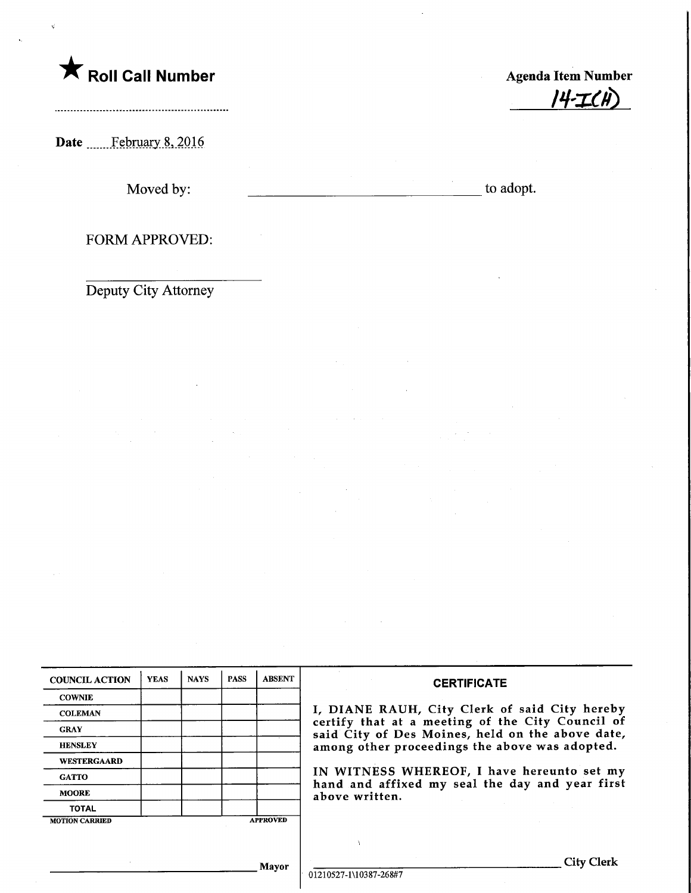★ **Roll Call Number**

.........................................................

**Agenda Item Number**

14-I(H)

**Date** February 8, 2016

Moved by: ________________________________ to adopt.

FORM APPROVED:

______________________

Deputy City Attorney

| COUNCIL ACTION | YEAS | NAYS | PASS | ABSENT |
|---|---|---|---|---|
| COWNIE | | | | |
| COLEMAN | | | | |
| GRAY | | | | |
| HENSLEY | | | | |
| WESTERGAARD | | | | |
| GATTO | | | | |
| MOORE | | | | |
| TOTAL | | | | |

MOTION CARRIED APPROVED

______________________________ Mayor

**CERTIFICATE**

I, DIANE RAUH, City Clerk of said City hereby certify that at a meeting of the City Council of said City of Des Moines, held on the above date, among other proceedings the above was adopted.

IN WITNESS WHEREOF, I have hereunto set my hand and affixed my seal the day and year first above written.

______________________________ City Clerk

01210527-1\10387-268#7